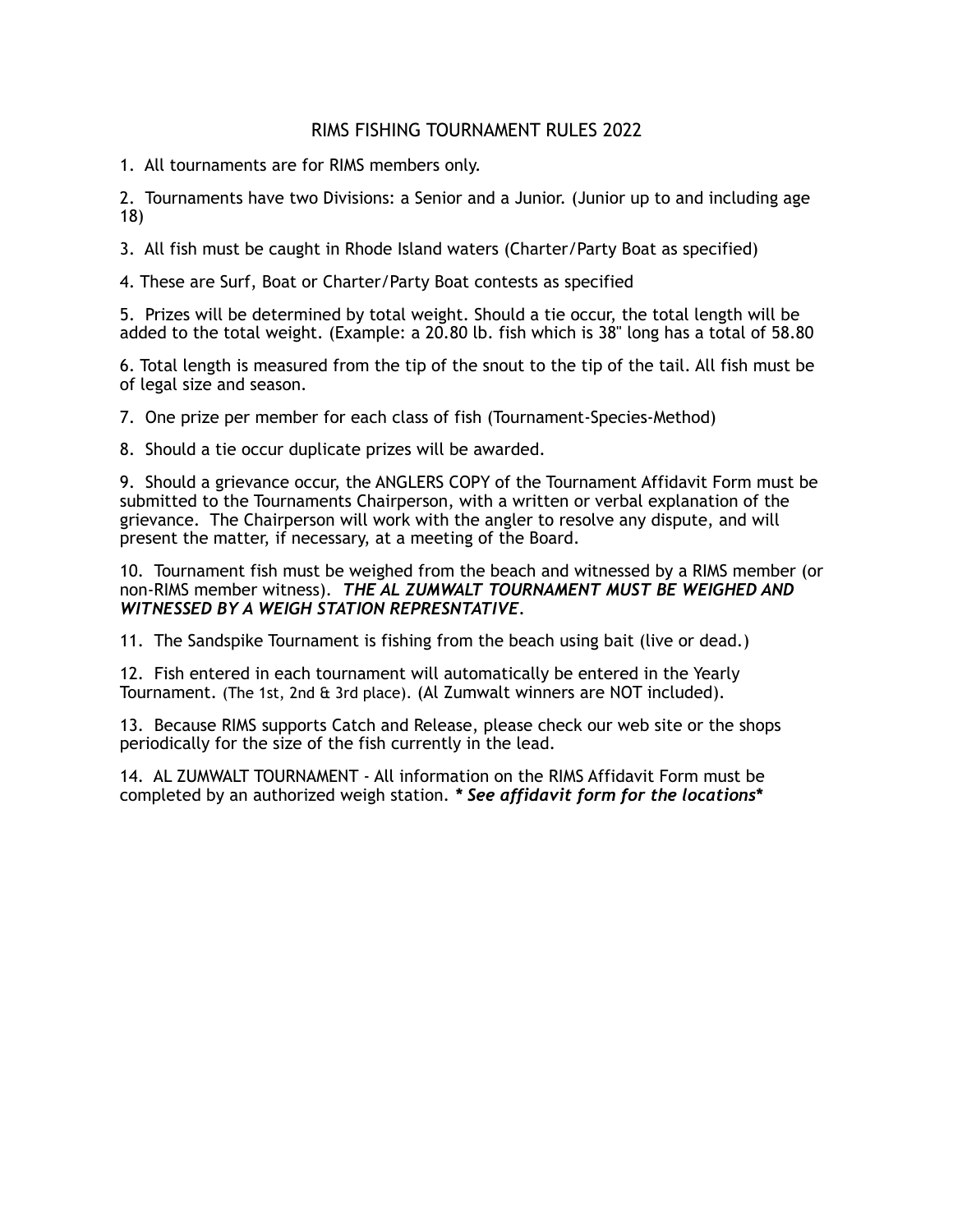# RIMS FISHING TOURNAMENT RULES 2022

1. All tournaments are for RIMS members only.

2. Tournaments have two Divisions: a Senior and a Junior. (Junior up to and including age 18)

3. All fish must be caught in Rhode Island waters (Charter/Party Boat as specified)

4. These are Surf, Boat or Charter/Party Boat contests as specified

5. Prizes will be determined by total weight. Should a tie occur, the total length will be added to the total weight. (Example: a 20.80 lb. fish which is 38" long has a total of 58.80

6. Total length is measured from the tip of the snout to the tip of the tail. All fish must be of legal size and season.

7. One prize per member for each class of fish (Tournament-Species-Method)

8. Should a tie occur duplicate prizes will be awarded.

9. Should a grievance occur, the ANGLERS COPY of the Tournament Affidavit Form must be submitted to the Tournaments Chairperson, with a written or verbal explanation of the grievance. The Chairperson will work with the angler to resolve any dispute, and will present the matter, if necessary, at a meeting of the Board.

10. Tournament fish must be weighed from the beach and witnessed by a RIMS member (or non-RIMS member witness). ***THE AL ZUMWALT TOURNAMENT MUST BE WEIGHED AND WITNESSED BY A WEIGH STATION REPRESNTATIVE.***

11. The Sandspike Tournament is fishing from the beach using bait (live or dead.)

12. Fish entered in each tournament will automatically be entered in the Yearly Tournament. (The 1st, 2nd & 3rd place). (Al Zumwalt winners are NOT included).

13. Because RIMS supports Catch and Release, please check our web site or the shops periodically for the size of the fish currently in the lead.

14. AL ZUMWALT TOURNAMENT - All information on the RIMS Affidavit Form must be completed by an authorized weigh station. ***\* See affidavit form for the locations\****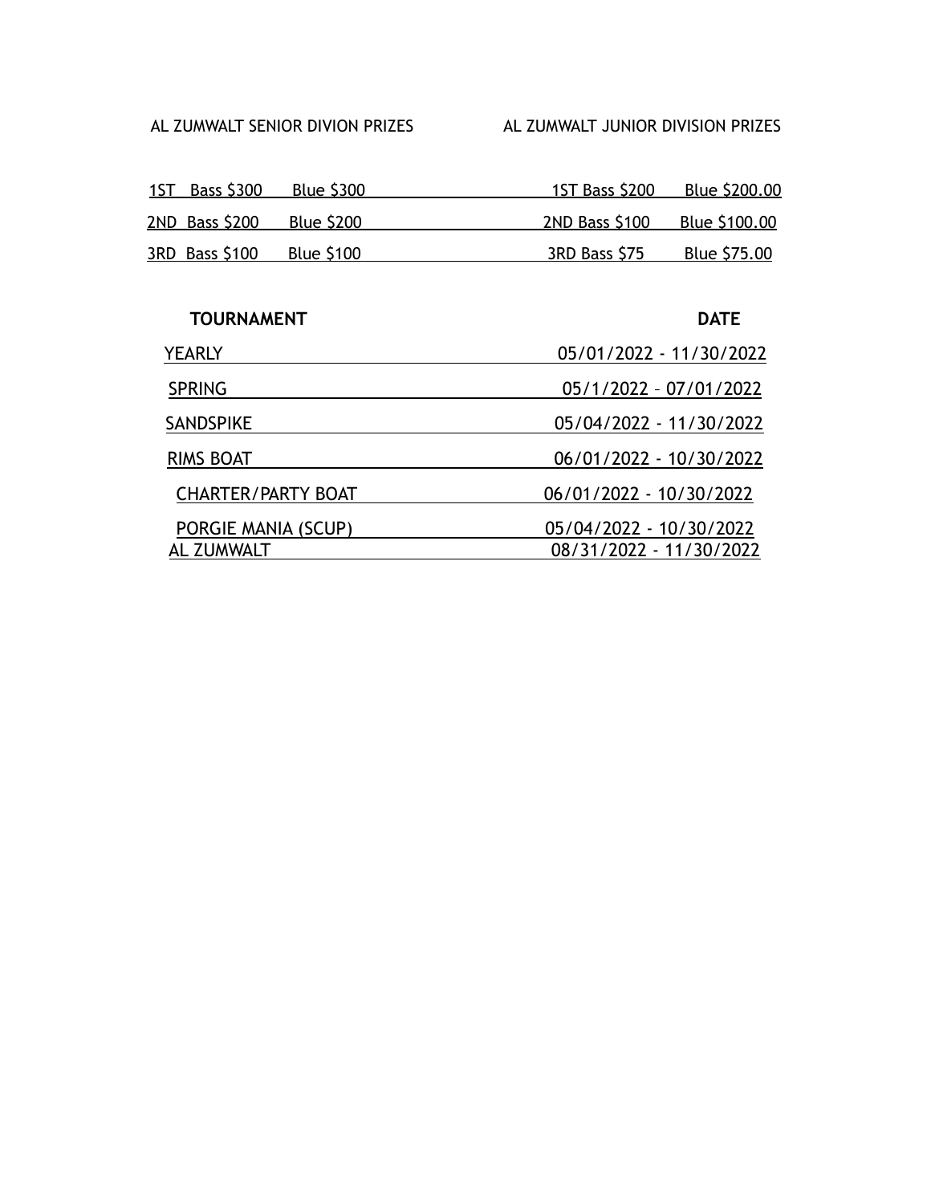| AL ZUMWALT SENIOR DIVION PRIZES | | | AL ZUMWALT JUNIOR DIVISION PRIZES | |
|---|---|---|---|---|
| 1ST | Bass $300 | Blue $300 | 1ST Bass $200 | Blue $200.00 |
| 2ND | Bass $200 | Blue $200 | 2ND Bass $100 | Blue $100.00 |
| 3RD | Bass $100 | Blue $100 | 3RD Bass $75 | Blue $75.00 |

| **TOURNAMENT** | **DATE** |
|---|---|
| YEARLY | 05/01/2022 - 11/30/2022 |
| SPRING | 05/1/2022 – 07/01/2022 |
| SANDSPIKE | 05/04/2022 - 11/30/2022 |
| RIMS BOAT | 06/01/2022 - 10/30/2022 |
| CHARTER/PARTY BOAT | 06/01/2022 - 10/30/2022 |
| PORGIE MANIA (SCUP) | 05/04/2022 - 10/30/2022 |
| AL ZUMWALT | 08/31/2022 - 11/30/2022 |